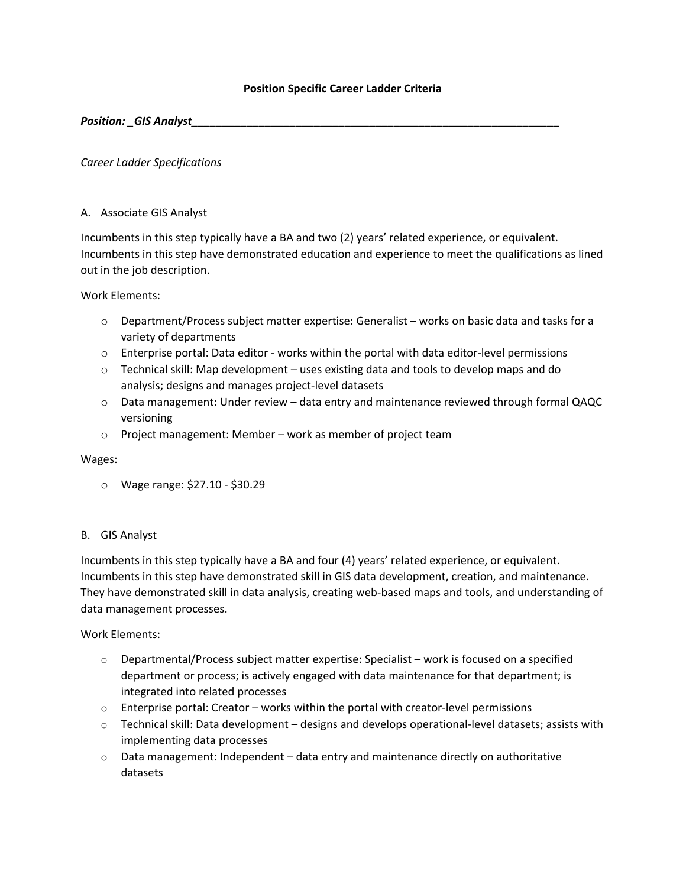# Position Specific Career Ladder Criteria

***Position: _GIS Analyst___________________________________________________________***

*Career Ladder Specifications*

A. Associate GIS Analyst

Incumbents in this step typically have a BA and two (2) years' related experience, or equivalent. Incumbents in this step have demonstrated education and experience to meet the qualifications as lined out in the job description.

Work Elements:

- Department/Process subject matter expertise: Generalist – works on basic data and tasks for a variety of departments
- Enterprise portal: Data editor - works within the portal with data editor-level permissions
- Technical skill: Map development – uses existing data and tools to develop maps and do analysis; designs and manages project-level datasets
- Data management: Under review – data entry and maintenance reviewed through formal QAQC versioning
- Project management: Member – work as member of project team

Wages:

- Wage range: $27.10 - $30.29

B. GIS Analyst

Incumbents in this step typically have a BA and four (4) years' related experience, or equivalent. Incumbents in this step have demonstrated skill in GIS data development, creation, and maintenance. They have demonstrated skill in data analysis, creating web-based maps and tools, and understanding of data management processes.

Work Elements:

- Departmental/Process subject matter expertise: Specialist – work is focused on a specified department or process; is actively engaged with data maintenance for that department; is integrated into related processes
- Enterprise portal: Creator – works within the portal with creator-level permissions
- Technical skill: Data development – designs and develops operational-level datasets; assists with implementing data processes
- Data management: Independent – data entry and maintenance directly on authoritative datasets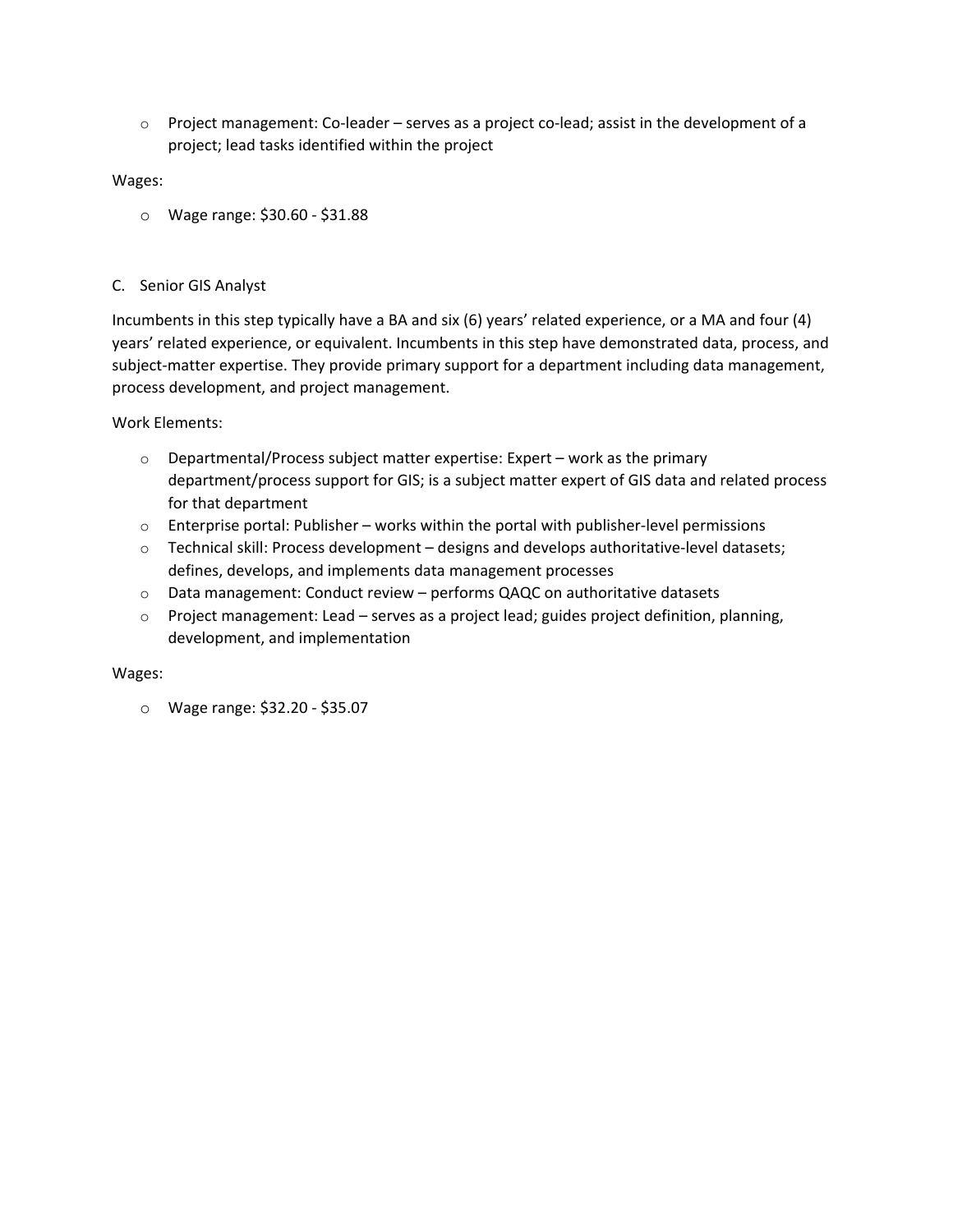- Project management: Co-leader – serves as a project co-lead; assist in the development of a project; lead tasks identified within the project

Wages:

- Wage range: $30.60 - $31.88

C. Senior GIS Analyst

Incumbents in this step typically have a BA and six (6) years' related experience, or a MA and four (4) years' related experience, or equivalent. Incumbents in this step have demonstrated data, process, and subject-matter expertise. They provide primary support for a department including data management, process development, and project management.

Work Elements:

- Departmental/Process subject matter expertise: Expert – work as the primary department/process support for GIS; is a subject matter expert of GIS data and related process for that department
- Enterprise portal: Publisher – works within the portal with publisher-level permissions
- Technical skill: Process development – designs and develops authoritative-level datasets; defines, develops, and implements data management processes
- Data management: Conduct review – performs QAQC on authoritative datasets
- Project management: Lead – serves as a project lead; guides project definition, planning, development, and implementation

Wages:

- Wage range: $32.20 - $35.07